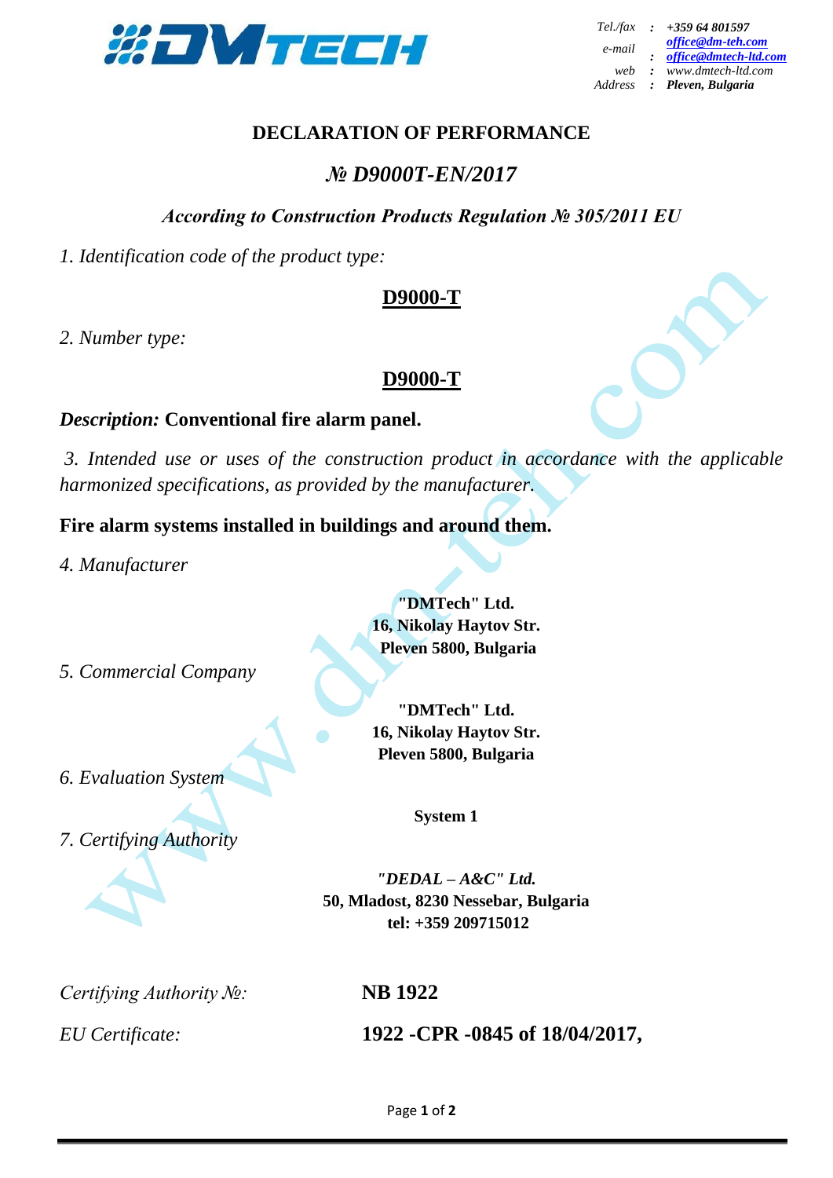Tel./fax : +359 64 801597
e-mail : office@dm-teh.com
office@dmtech-ltd.com
web : www.dmtech-ltd.com
Address : Pleven, Bulgaria

# DECLARATION OF PERFORMANCE

## *№ D9000T-EN/2017*

### *According to Construction Products Regulation № 305/2011 EU*

*1. Identification code of the product type:*

**D9000-T**

*2. Number type:*

**D9000-T**

***Description:*** **Conventional fire alarm panel.**

*3. Intended use or uses of the construction product in accordance with the applicable harmonized specifications, as provided by the manufacturer.*

**Fire alarm systems installed in buildings and around them.**

*4. Manufacturer*

**"DMTech" Ltd.**
**16, Nikolay Haytov Str.**
**Pleven 5800, Bulgaria**

*5. Commercial Company*

**"DMTech" Ltd.**
**16, Nikolay Haytov Str.**
**Pleven 5800, Bulgaria**

*6. Evaluation System*

**System 1**

*7. Certifying Authority*

***"DEDAL – A&C" Ltd.***
**50, Mladost, 8230 Nessebar, Bulgaria**
**tel: +359 209715012**

*Certifying Authority №:* **NB 1922**

*EU Certificate:* **1922 -CPR -0845 of 18/04/2017,**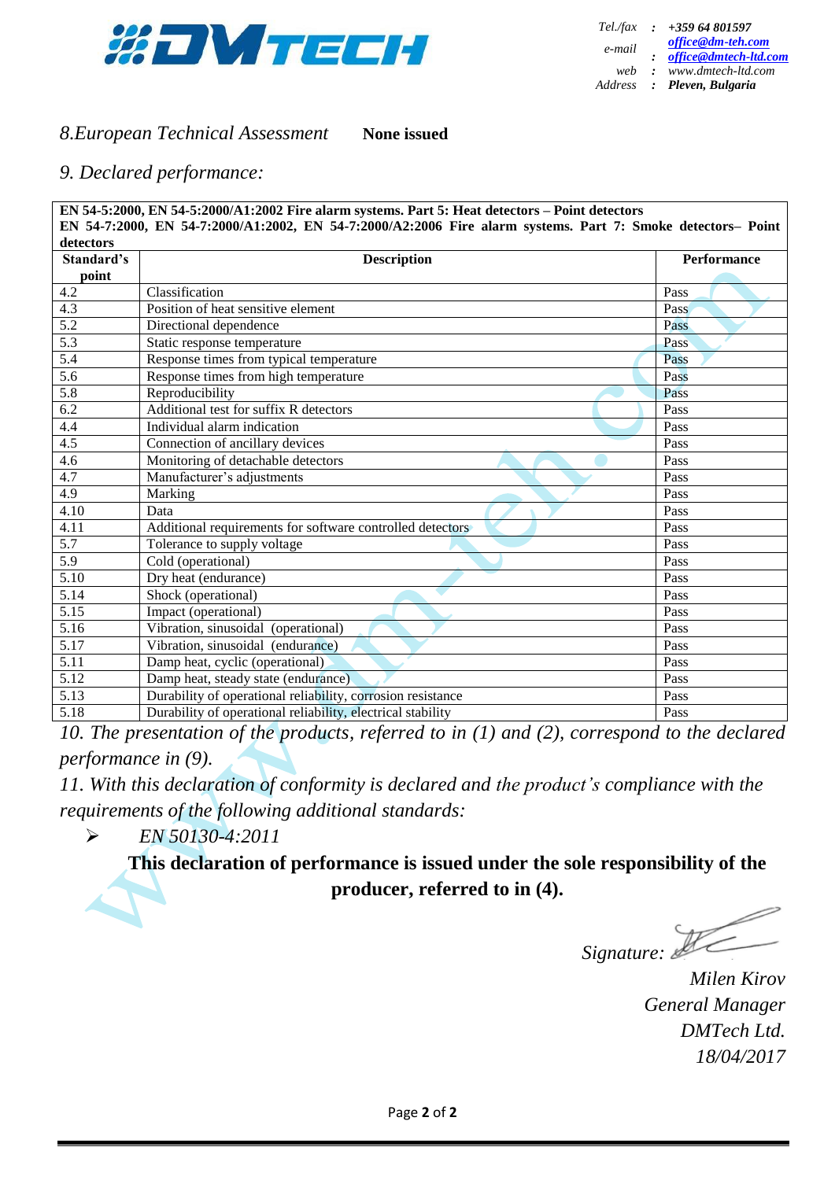*8.European Technical Assessment* **None issued**

*9. Declared performance:*

| **EN 54-5:2000, EN 54-5:2000/A1:2002 Fire alarm systems. Part 5: Heat detectors – Point detectors EN 54-7:2000, EN 54-7:2000/A1:2002, EN 54-7:2000/A2:2006 Fire alarm systems. Part 7: Smoke detectors– Point detectors** | | |
|---|---|---|
| **Standard's point** | **Description** | **Performance** |
| 4.2 | Classification | Pass |
| 4.3 | Position of heat sensitive element | Pass |
| 5.2 | Directional dependence | Pass |
| 5.3 | Static response temperature | Pass |
| 5.4 | Response times from typical temperature | Pass |
| 5.6 | Response times from high temperature | Pass |
| 5.8 | Reproducibility | Pass |
| 6.2 | Additional test for suffix R detectors | Pass |
| 4.4 | Individual alarm indication | Pass |
| 4.5 | Connection of ancillary devices | Pass |
| 4.6 | Monitoring of detachable detectors | Pass |
| 4.7 | Manufacturer's adjustments | Pass |
| 4.9 | Marking | Pass |
| 4.10 | Data | Pass |
| 4.11 | Additional requirements for software controlled detectors | Pass |
| 5.7 | Tolerance to supply voltage | Pass |
| 5.9 | Cold (operational) | Pass |
| 5.10 | Dry heat (endurance) | Pass |
| 5.14 | Shock (operational) | Pass |
| 5.15 | Impact (operational) | Pass |
| 5.16 | Vibration, sinusoidal (operational) | Pass |
| 5.17 | Vibration, sinusoidal (endurance) | Pass |
| 5.11 | Damp heat, cyclic (operational) | Pass |
| 5.12 | Damp heat, steady state (endurance) | Pass |
| 5.13 | Durability of operational reliability, corrosion resistance | Pass |
| 5.18 | Durability of operational reliability, electrical stability | Pass |

*10. The presentation of the products, referred to in (1) and (2), correspond to the declared performance in (9).*

*11. With this declaration of conformity is declared and the product's compliance with the requirements of the following additional standards:*

- *EN 50130-4:2011*

**This declaration of performance is issued under the sole responsibility of the producer, referred to in (4).**

*Signature:*

*Milen Kirov*
*General Manager*
*DMTech Ltd.*
*18/04/2017*